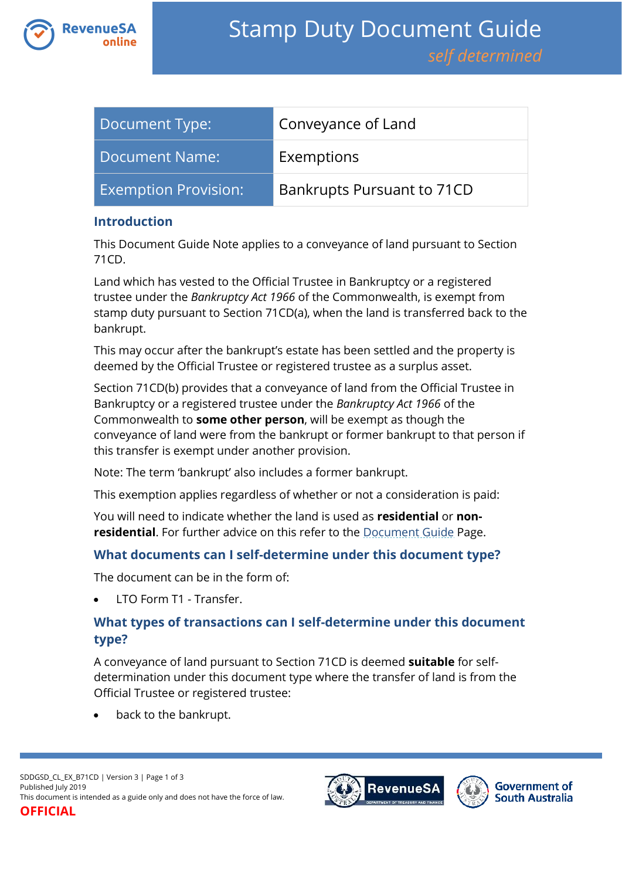# Stamp Duty Document Guide

*self determined*

| Document Type: | Conveyance of Land |
|---|---|
| Document Name: | Exemptions |
| Exemption Provision: | Bankrupts Pursuant to 71CD |

## Introduction

This Document Guide Note applies to a conveyance of land pursuant to Section 71CD.

Land which has vested to the Official Trustee in Bankruptcy or a registered trustee under the *Bankruptcy Act 1966* of the Commonwealth, is exempt from stamp duty pursuant to Section 71CD(a), when the land is transferred back to the bankrupt.

This may occur after the bankrupt's estate has been settled and the property is deemed by the Official Trustee or registered trustee as a surplus asset.

Section 71CD(b) provides that a conveyance of land from the Official Trustee in Bankruptcy or a registered trustee under the *Bankruptcy Act 1966* of the Commonwealth to **some other person**, will be exempt as though the conveyance of land were from the bankrupt or former bankrupt to that person if this transfer is exempt under another provision.

Note: The term 'bankrupt' also includes a former bankrupt.

This exemption applies regardless of whether or not a consideration is paid:

You will need to indicate whether the land is used as **residential** or **non-residential**. For further advice on this refer to the Document Guide Page.

## What documents can I self-determine under this document type?

The document can be in the form of:

- LTO Form T1 - Transfer.

## What types of transactions can I self-determine under this document type?

A conveyance of land pursuant to Section 71CD is deemed **suitable** for self-determination under this document type where the transfer of land is from the Official Trustee or registered trustee:

- back to the bankrupt.

SDDGSD_CL_EX_B71CD | Version 3
Published July 2019
This document is intended as a guide only and does not have the force of law.
OFFICIAL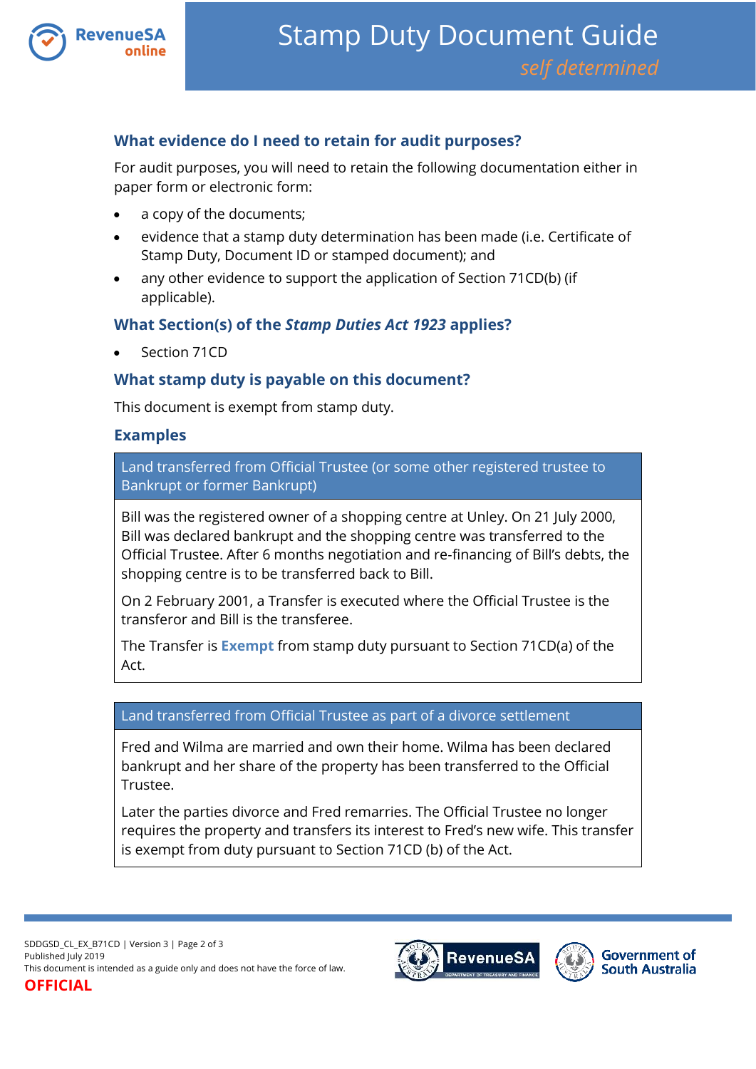## What evidence do I need to retain for audit purposes?

For audit purposes, you will need to retain the following documentation either in paper form or electronic form:

- a copy of the documents;
- evidence that a stamp duty determination has been made (i.e. Certificate of Stamp Duty, Document ID or stamped document); and
- any other evidence to support the application of Section 71CD(b) (if applicable).

## What Section(s) of the *Stamp Duties Act 1923* applies?

- Section 71CD

## What stamp duty is payable on this document?

This document is exempt from stamp duty.

## Examples

| Land transferred from Official Trustee (or some other registered trustee to Bankrupt or former Bankrupt) |
|---|
| Bill was the registered owner of a shopping centre at Unley. On 21 July 2000, Bill was declared bankrupt and the shopping centre was transferred to the Official Trustee. After 6 months negotiation and re-financing of Bill's debts, the shopping centre is to be transferred back to Bill.<br><br>On 2 February 2001, a Transfer is executed where the Official Trustee is the transferor and Bill is the transferee.<br><br>The Transfer is **Exempt** from stamp duty pursuant to Section 71CD(a) of the Act. |

| Land transferred from Official Trustee as part of a divorce settlement |
|---|
| Fred and Wilma are married and own their home. Wilma has been declared bankrupt and her share of the property has been transferred to the Official Trustee.<br><br>Later the parties divorce and Fred remarries. The Official Trustee no longer requires the property and transfers its interest to Fred's new wife. This transfer is exempt from duty pursuant to Section 71CD (b) of the Act. |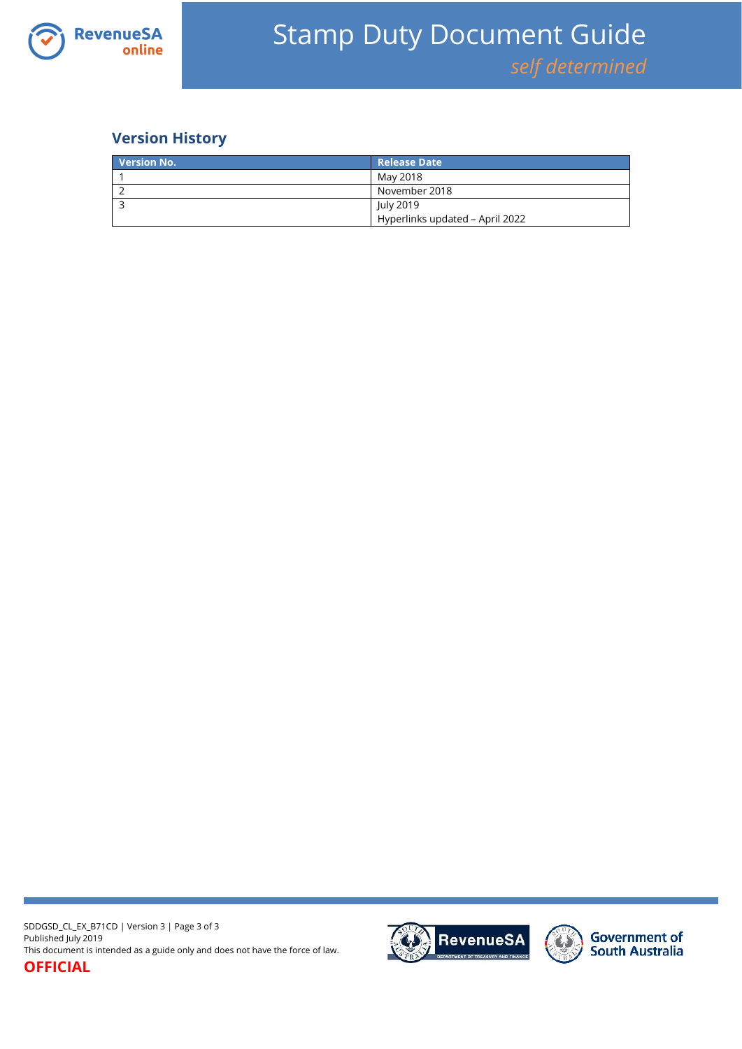## Version History

| Version No. | Release Date |
|---|---|
| 1 | May 2018 |
| 2 | November 2018 |
| 3 | July 2019<br>Hyperlinks updated – April 2022 |